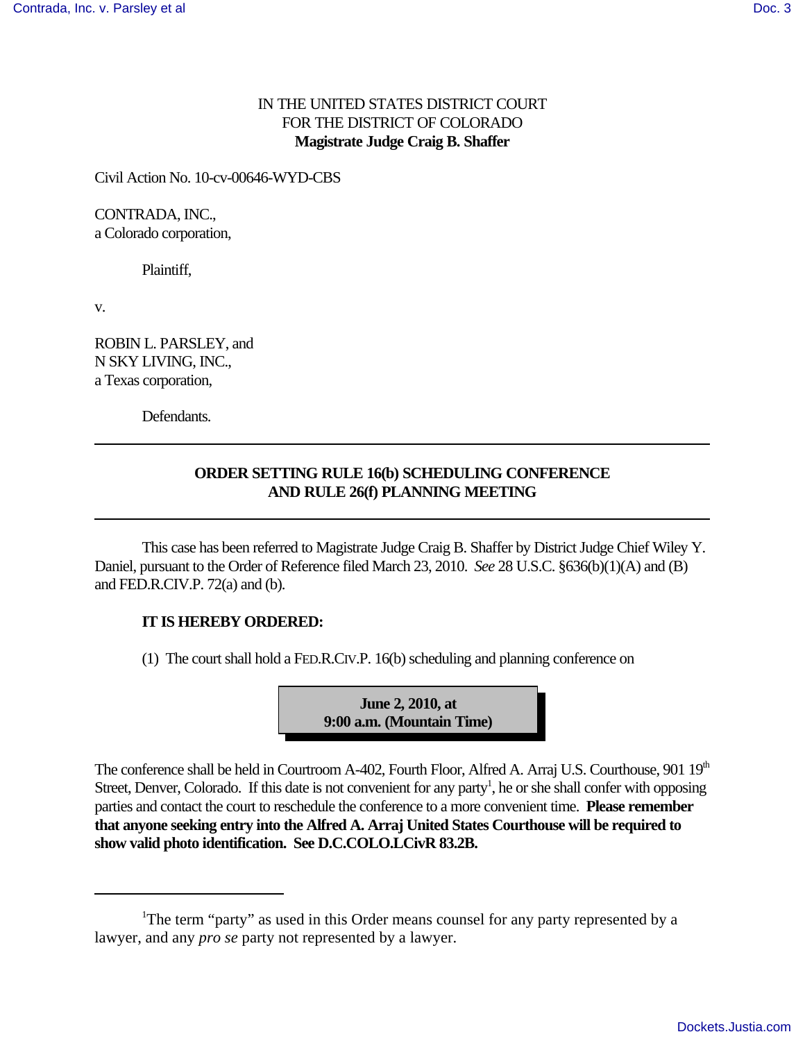IN THE UNITED STATES DISTRICT COURT
FOR THE DISTRICT OF COLORADO
**Magistrate Judge Craig B. Shaffer**

Civil Action No. 10-cv-00646-WYD-CBS

CONTRADA, INC.,
a Colorado corporation,

Plaintiff,

v.

ROBIN L. PARSLEY, and
N SKY LIVING, INC.,
a Texas corporation,

Defendants.

---

## ORDER SETTING RULE 16(b) SCHEDULING CONFERENCE AND RULE 26(f) PLANNING MEETING

---

This case has been referred to Magistrate Judge Craig B. Shaffer by District Judge Chief Wiley Y. Daniel, pursuant to the Order of Reference filed March 23, 2010. *See* 28 U.S.C. §636(b)(1)(A) and (B) and FED.R.CIV.P. 72(a) and (b).

**IT IS HEREBY ORDERED:**

(1) The court shall hold a FED.R.CIV.P. 16(b) scheduling and planning conference on

**June 2, 2010, at**
**9:00 a.m. (Mountain Time)**

The conference shall be held in Courtroom A-402, Fourth Floor, Alfred A. Arraj U.S. Courthouse, 901 19th Street, Denver, Colorado. If this date is not convenient for any party[1], he or she shall confer with opposing parties and contact the court to reschedule the conference to a more convenient time. **Please remember that anyone seeking entry into the Alfred A. Arraj United States Courthouse will be required to show valid photo identification. See D.C.COLO.LCivR 83.2B.**

---

[1]The term "party" as used in this Order means counsel for any party represented by a lawyer, and any *pro se* party not represented by a lawyer.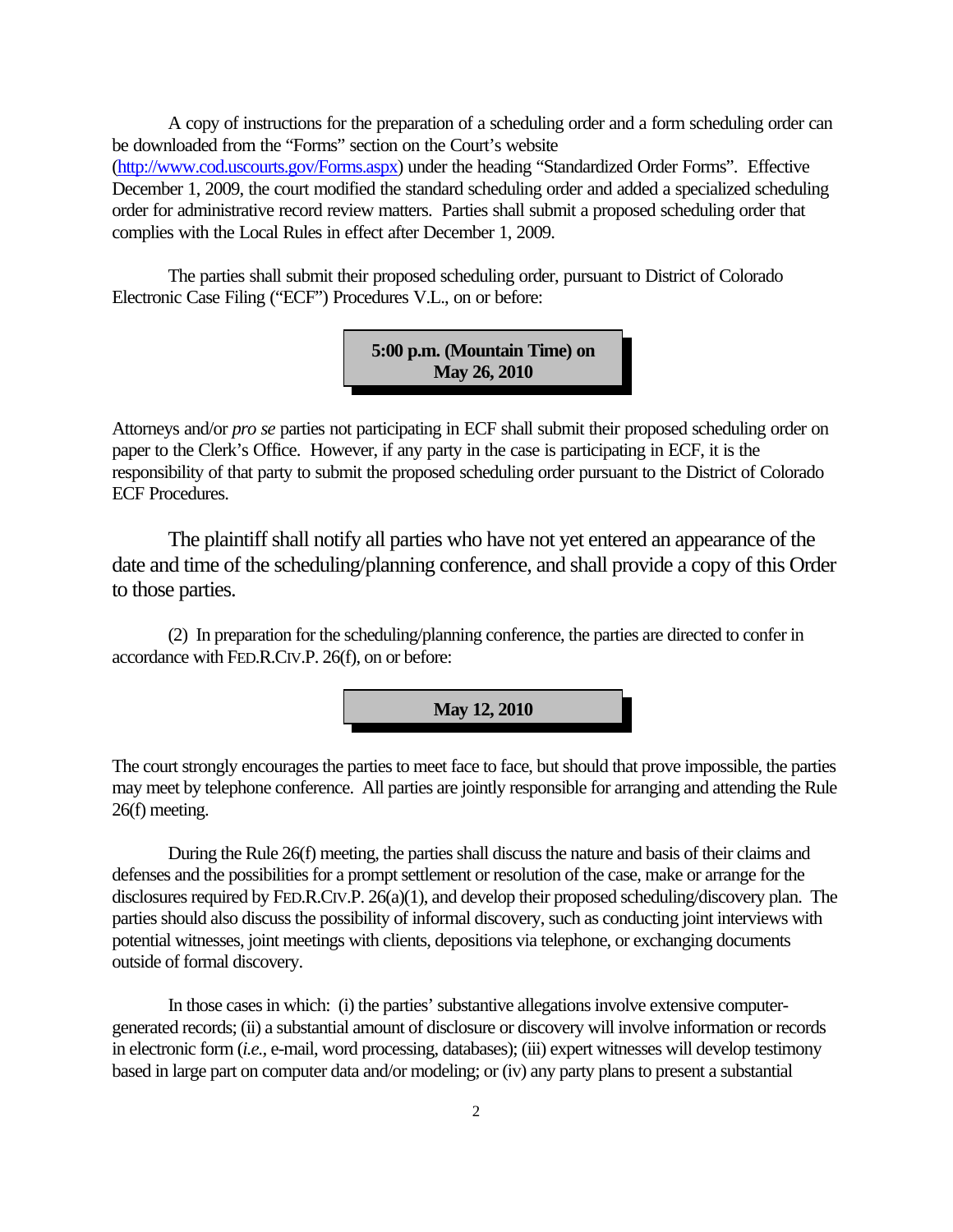A copy of instructions for the preparation of a scheduling order and a form scheduling order can be downloaded from the "Forms" section on the Court's website (http://www.cod.uscourts.gov/Forms.aspx) under the heading "Standardized Order Forms". Effective December 1, 2009, the court modified the standard scheduling order and added a specialized scheduling order for administrative record review matters. Parties shall submit a proposed scheduling order that complies with the Local Rules in effect after December 1, 2009.

The parties shall submit their proposed scheduling order, pursuant to District of Colorado Electronic Case Filing ("ECF") Procedures V.L., on or before:

**5:00 p.m. (Mountain Time) on May 26, 2010**

Attorneys and/or *pro se* parties not participating in ECF shall submit their proposed scheduling order on paper to the Clerk's Office. However, if any party in the case is participating in ECF, it is the responsibility of that party to submit the proposed scheduling order pursuant to the District of Colorado ECF Procedures.

The plaintiff shall notify all parties who have not yet entered an appearance of the date and time of the scheduling/planning conference, and shall provide a copy of this Order to those parties.

(2) In preparation for the scheduling/planning conference, the parties are directed to confer in accordance with FED.R.CIV.P. 26(f), on or before:

**May 12, 2010**

The court strongly encourages the parties to meet face to face, but should that prove impossible, the parties may meet by telephone conference. All parties are jointly responsible for arranging and attending the Rule 26(f) meeting.

During the Rule 26(f) meeting, the parties shall discuss the nature and basis of their claims and defenses and the possibilities for a prompt settlement or resolution of the case, make or arrange for the disclosures required by FED.R.CIV.P. 26(a)(1), and develop their proposed scheduling/discovery plan. The parties should also discuss the possibility of informal discovery, such as conducting joint interviews with potential witnesses, joint meetings with clients, depositions via telephone, or exchanging documents outside of formal discovery.

In those cases in which: (i) the parties' substantive allegations involve extensive computer-generated records; (ii) a substantial amount of disclosure or discovery will involve information or records in electronic form (*i.e.,* e-mail, word processing, databases); (iii) expert witnesses will develop testimony based in large part on computer data and/or modeling; or (iv) any party plans to present a substantial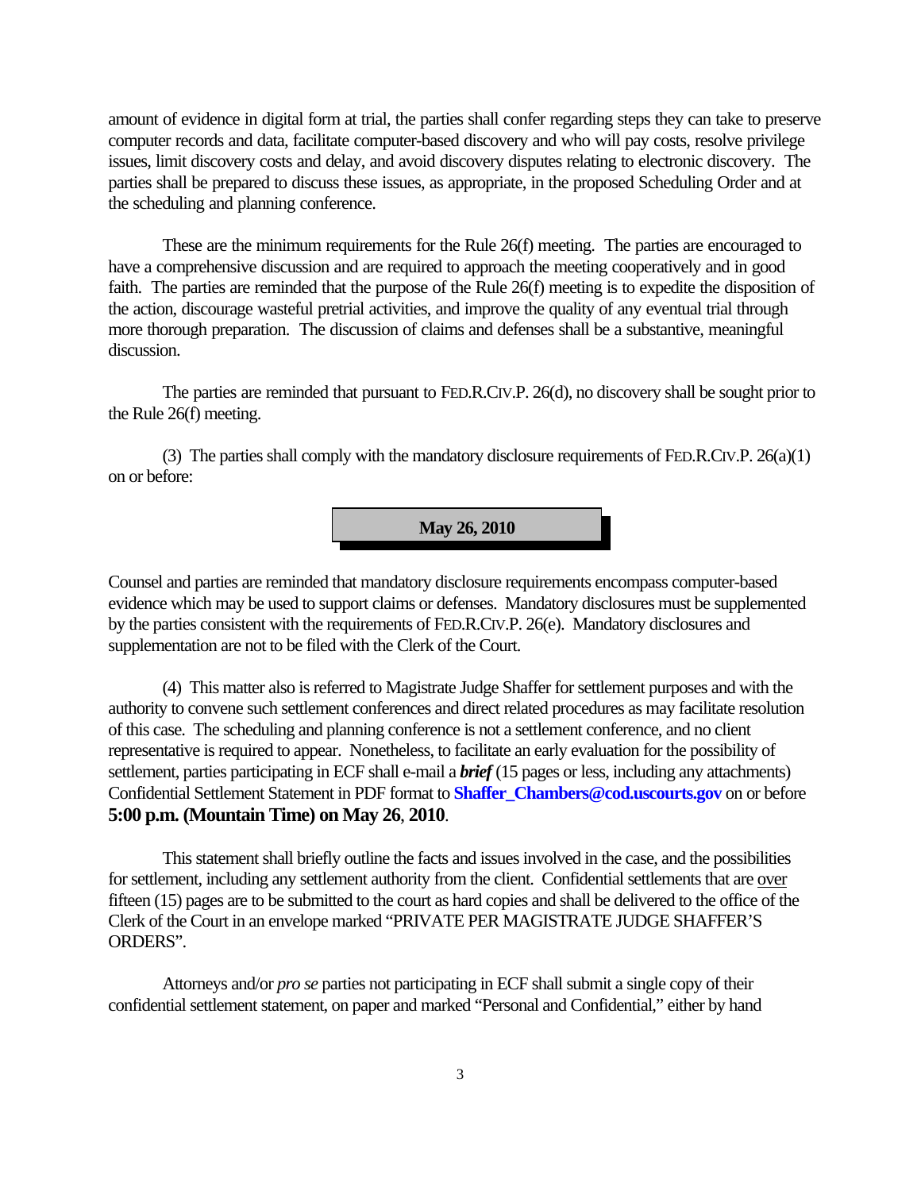amount of evidence in digital form at trial, the parties shall confer regarding steps they can take to preserve computer records and data, facilitate computer-based discovery and who will pay costs, resolve privilege issues, limit discovery costs and delay, and avoid discovery disputes relating to electronic discovery. The parties shall be prepared to discuss these issues, as appropriate, in the proposed Scheduling Order and at the scheduling and planning conference.

These are the minimum requirements for the Rule 26(f) meeting. The parties are encouraged to have a comprehensive discussion and are required to approach the meeting cooperatively and in good faith. The parties are reminded that the purpose of the Rule 26(f) meeting is to expedite the disposition of the action, discourage wasteful pretrial activities, and improve the quality of any eventual trial through more thorough preparation. The discussion of claims and defenses shall be a substantive, meaningful discussion.

The parties are reminded that pursuant to FED.R.CIV.P. 26(d), no discovery shall be sought prior to the Rule 26(f) meeting.

(3) The parties shall comply with the mandatory disclosure requirements of FED.R.CIV.P. 26(a)(1) on or before:

**May 26, 2010**

Counsel and parties are reminded that mandatory disclosure requirements encompass computer-based evidence which may be used to support claims or defenses. Mandatory disclosures must be supplemented by the parties consistent with the requirements of FED.R.CIV.P. 26(e). Mandatory disclosures and supplementation are not to be filed with the Clerk of the Court.

(4) This matter also is referred to Magistrate Judge Shaffer for settlement purposes and with the authority to convene such settlement conferences and direct related procedures as may facilitate resolution of this case. The scheduling and planning conference is not a settlement conference, and no client representative is required to appear. Nonetheless, to facilitate an early evaluation for the possibility of settlement, parties participating in ECF shall e-mail a ***brief*** (15 pages or less, including any attachments) Confidential Settlement Statement in PDF format to **Shaffer_Chambers@cod.uscourts.gov** on or before **5:00 p.m. (Mountain Time) on May 26, 2010**.

This statement shall briefly outline the facts and issues involved in the case, and the possibilities for settlement, including any settlement authority from the client. Confidential settlements that are over fifteen (15) pages are to be submitted to the court as hard copies and shall be delivered to the office of the Clerk of the Court in an envelope marked "PRIVATE PER MAGISTRATE JUDGE SHAFFER'S ORDERS".

Attorneys and/or *pro se* parties not participating in ECF shall submit a single copy of their confidential settlement statement, on paper and marked "Personal and Confidential," either by hand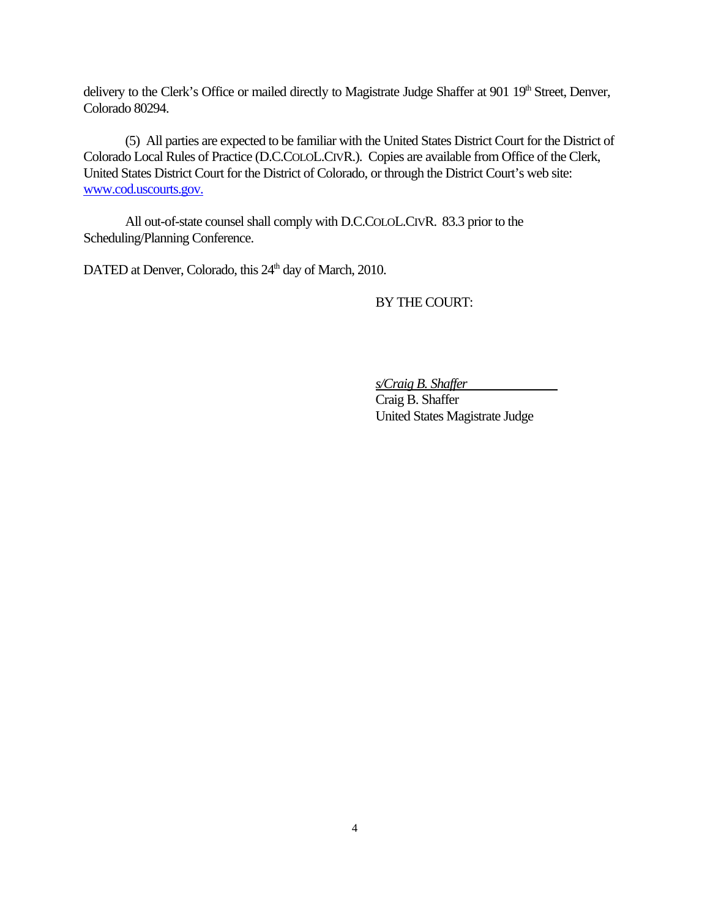delivery to the Clerk's Office or mailed directly to Magistrate Judge Shaffer at 901 19th Street, Denver, Colorado 80294.

(5) All parties are expected to be familiar with the United States District Court for the District of Colorado Local Rules of Practice (D.C.COLO.L.CIVR.). Copies are available from Office of the Clerk, United States District Court for the District of Colorado, or through the District Court's web site: www.cod.uscourts.gov.

All out-of-state counsel shall comply with D.C.COLO.L.CIVR. 83.3 prior to the Scheduling/Planning Conference.

DATED at Denver, Colorado, this 24th day of March, 2010.

BY THE COURT:

*s/Craig B. Shaffer*
Craig B. Shaffer
United States Magistrate Judge